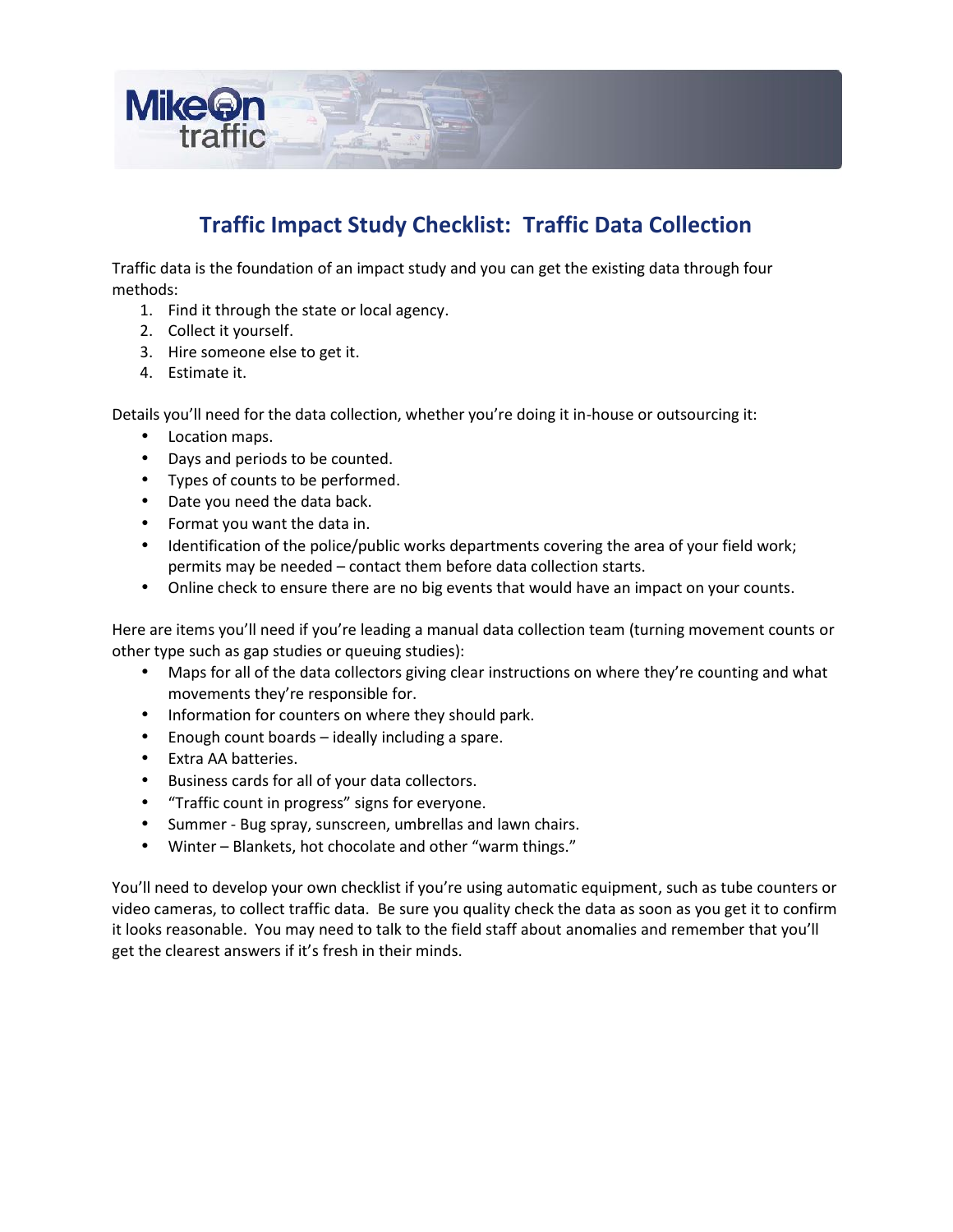# Traffic Impact Study Checklist: Traffic Data Collection

Traffic data is the foundation of an impact study and you can get the existing data through four methods:

1. Find it through the state or local agency.
2. Collect it yourself.
3. Hire someone else to get it.
4. Estimate it.

Details you'll need for the data collection, whether you're doing it in-house or outsourcing it:

- Location maps.
- Days and periods to be counted.
- Types of counts to be performed.
- Date you need the data back.
- Format you want the data in.
- Identification of the police/public works departments covering the area of your field work; permits may be needed – contact them before data collection starts.
- Online check to ensure there are no big events that would have an impact on your counts.

Here are items you'll need if you're leading a manual data collection team (turning movement counts or other type such as gap studies or queuing studies):

- Maps for all of the data collectors giving clear instructions on where they're counting and what movements they're responsible for.
- Information for counters on where they should park.
- Enough count boards – ideally including a spare.
- Extra AA batteries.
- Business cards for all of your data collectors.
- "Traffic count in progress" signs for everyone.
- Summer - Bug spray, sunscreen, umbrellas and lawn chairs.
- Winter – Blankets, hot chocolate and other "warm things."

You'll need to develop your own checklist if you're using automatic equipment, such as tube counters or video cameras, to collect traffic data. Be sure you quality check the data as soon as you get it to confirm it looks reasonable. You may need to talk to the field staff about anomalies and remember that you'll get the clearest answers if it's fresh in their minds.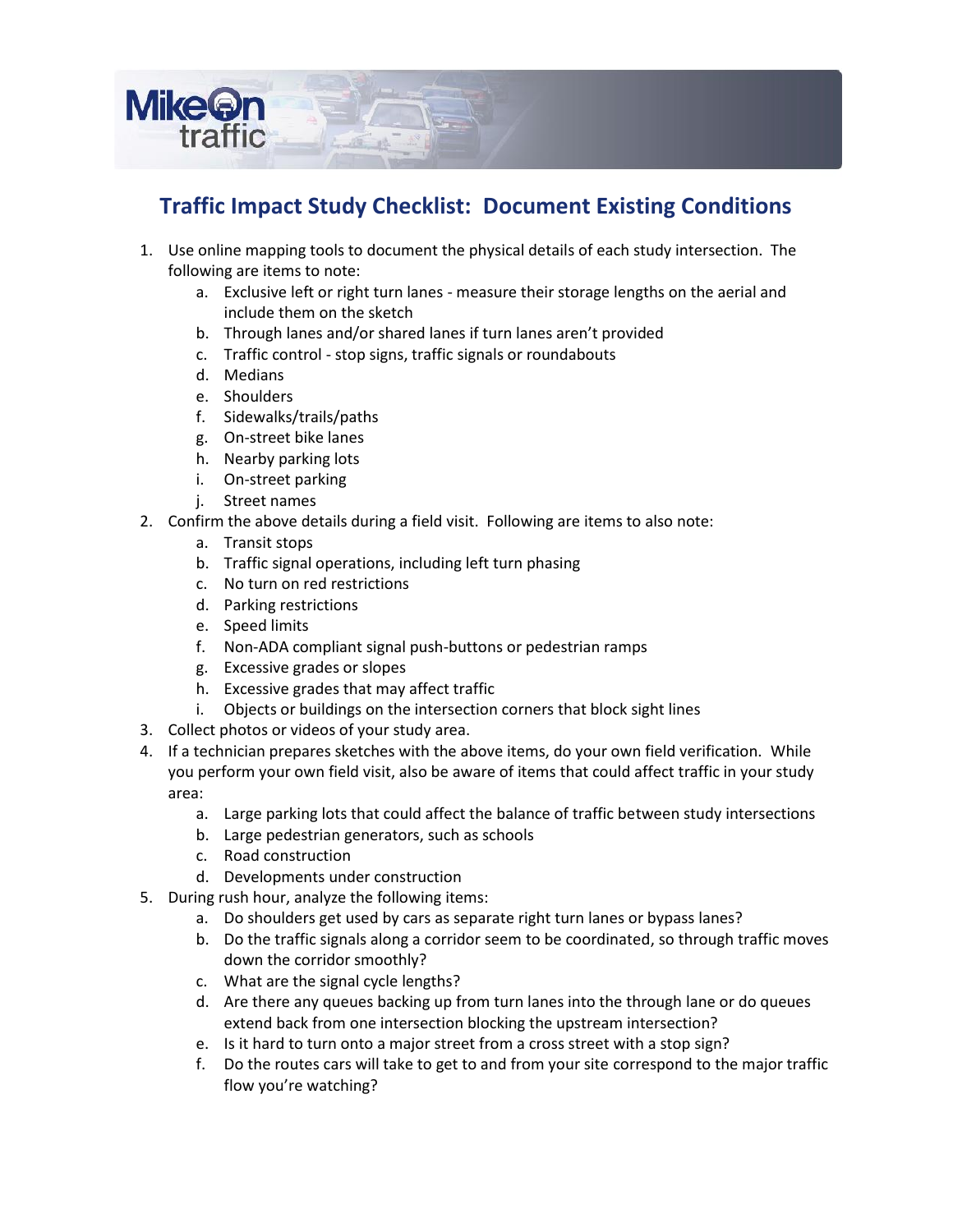# Traffic Impact Study Checklist: Document Existing Conditions

1. Use online mapping tools to document the physical details of each study intersection. The following are items to note:
    a. Exclusive left or right turn lanes - measure their storage lengths on the aerial and include them on the sketch
    b. Through lanes and/or shared lanes if turn lanes aren't provided
    c. Traffic control - stop signs, traffic signals or roundabouts
    d. Medians
    e. Shoulders
    f. Sidewalks/trails/paths
    g. On-street bike lanes
    h. Nearby parking lots
    i. On-street parking
    j. Street names
2. Confirm the above details during a field visit. Following are items to also note:
    a. Transit stops
    b. Traffic signal operations, including left turn phasing
    c. No turn on red restrictions
    d. Parking restrictions
    e. Speed limits
    f. Non-ADA compliant signal push-buttons or pedestrian ramps
    g. Excessive grades or slopes
    h. Excessive grades that may affect traffic
    i. Objects or buildings on the intersection corners that block sight lines
3. Collect photos or videos of your study area.
4. If a technician prepares sketches with the above items, do your own field verification. While you perform your own field visit, also be aware of items that could affect traffic in your study area:
    a. Large parking lots that could affect the balance of traffic between study intersections
    b. Large pedestrian generators, such as schools
    c. Road construction
    d. Developments under construction
5. During rush hour, analyze the following items:
    a. Do shoulders get used by cars as separate right turn lanes or bypass lanes?
    b. Do the traffic signals along a corridor seem to be coordinated, so through traffic moves down the corridor smoothly?
    c. What are the signal cycle lengths?
    d. Are there any queues backing up from turn lanes into the through lane or do queues extend back from one intersection blocking the upstream intersection?
    e. Is it hard to turn onto a major street from a cross street with a stop sign?
    f. Do the routes cars will take to get to and from your site correspond to the major traffic flow you're watching?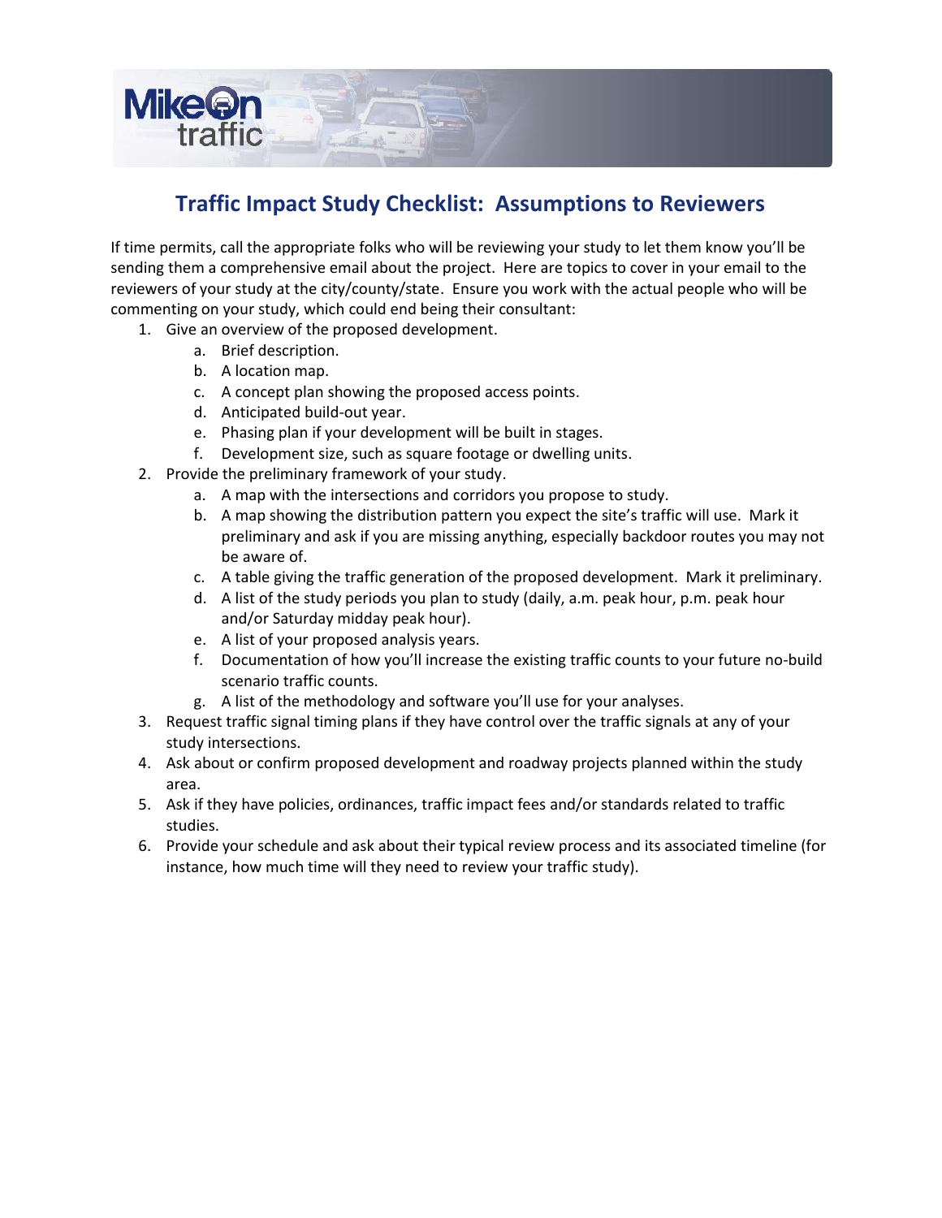# Traffic Impact Study Checklist: Assumptions to Reviewers

If time permits, call the appropriate folks who will be reviewing your study to let them know you'll be sending them a comprehensive email about the project. Here are topics to cover in your email to the reviewers of your study at the city/county/state. Ensure you work with the actual people who will be commenting on your study, which could end being their consultant:

1. Give an overview of the proposed development.
   a. Brief description.
   b. A location map.
   c. A concept plan showing the proposed access points.
   d. Anticipated build-out year.
   e. Phasing plan if your development will be built in stages.
   f. Development size, such as square footage or dwelling units.
2. Provide the preliminary framework of your study.
   a. A map with the intersections and corridors you propose to study.
   b. A map showing the distribution pattern you expect the site's traffic will use. Mark it preliminary and ask if you are missing anything, especially backdoor routes you may not be aware of.
   c. A table giving the traffic generation of the proposed development. Mark it preliminary.
   d. A list of the study periods you plan to study (daily, a.m. peak hour, p.m. peak hour and/or Saturday midday peak hour).
   e. A list of your proposed analysis years.
   f. Documentation of how you'll increase the existing traffic counts to your future no-build scenario traffic counts.
   g. A list of the methodology and software you'll use for your analyses.
3. Request traffic signal timing plans if they have control over the traffic signals at any of your study intersections.
4. Ask about or confirm proposed development and roadway projects planned within the study area.
5. Ask if they have policies, ordinances, traffic impact fees and/or standards related to traffic studies.
6. Provide your schedule and ask about their typical review process and its associated timeline (for instance, how much time will they need to review your traffic study).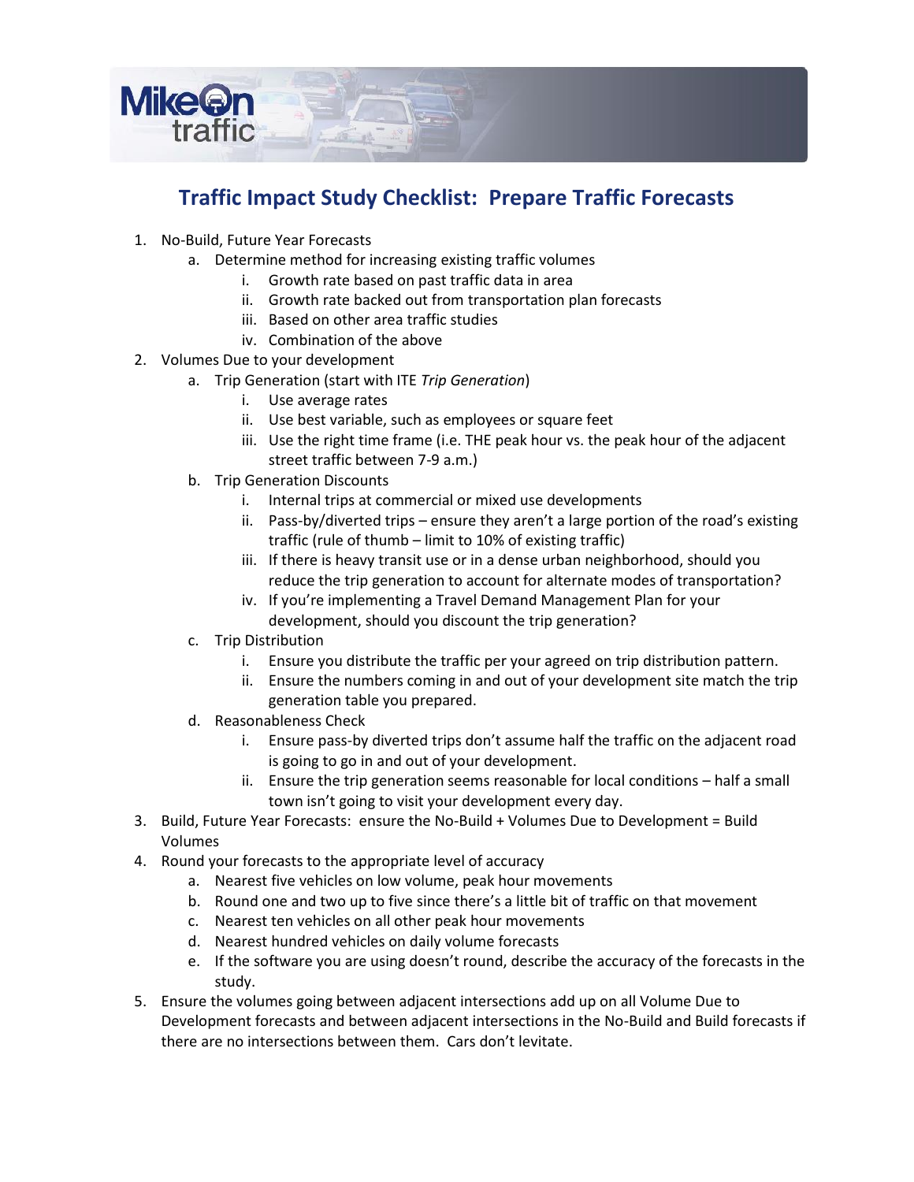# Traffic Impact Study Checklist: Prepare Traffic Forecasts

1. No-Build, Future Year Forecasts
   a. Determine method for increasing existing traffic volumes
      i. Growth rate based on past traffic data in area
      ii. Growth rate backed out from transportation plan forecasts
      iii. Based on other area traffic studies
      iv. Combination of the above
2. Volumes Due to your development
   a. Trip Generation (start with ITE *Trip Generation*)
      i. Use average rates
      ii. Use best variable, such as employees or square feet
      iii. Use the right time frame (i.e. THE peak hour vs. the peak hour of the adjacent street traffic between 7-9 a.m.)
   b. Trip Generation Discounts
      i. Internal trips at commercial or mixed use developments
      ii. Pass-by/diverted trips – ensure they aren't a large portion of the road's existing traffic (rule of thumb – limit to 10% of existing traffic)
      iii. If there is heavy transit use or in a dense urban neighborhood, should you reduce the trip generation to account for alternate modes of transportation?
      iv. If you're implementing a Travel Demand Management Plan for your development, should you discount the trip generation?
   c. Trip Distribution
      i. Ensure you distribute the traffic per your agreed on trip distribution pattern.
      ii. Ensure the numbers coming in and out of your development site match the trip generation table you prepared.
   d. Reasonableness Check
      i. Ensure pass-by diverted trips don't assume half the traffic on the adjacent road is going to go in and out of your development.
      ii. Ensure the trip generation seems reasonable for local conditions – half a small town isn't going to visit your development every day.
3. Build, Future Year Forecasts: ensure the No-Build + Volumes Due to Development = Build Volumes
4. Round your forecasts to the appropriate level of accuracy
   a. Nearest five vehicles on low volume, peak hour movements
   b. Round one and two up to five since there's a little bit of traffic on that movement
   c. Nearest ten vehicles on all other peak hour movements
   d. Nearest hundred vehicles on daily volume forecasts
   e. If the software you are using doesn't round, describe the accuracy of the forecasts in the study.
5. Ensure the volumes going between adjacent intersections add up on all Volume Due to Development forecasts and between adjacent intersections in the No-Build and Build forecasts if there are no intersections between them. Cars don't levitate.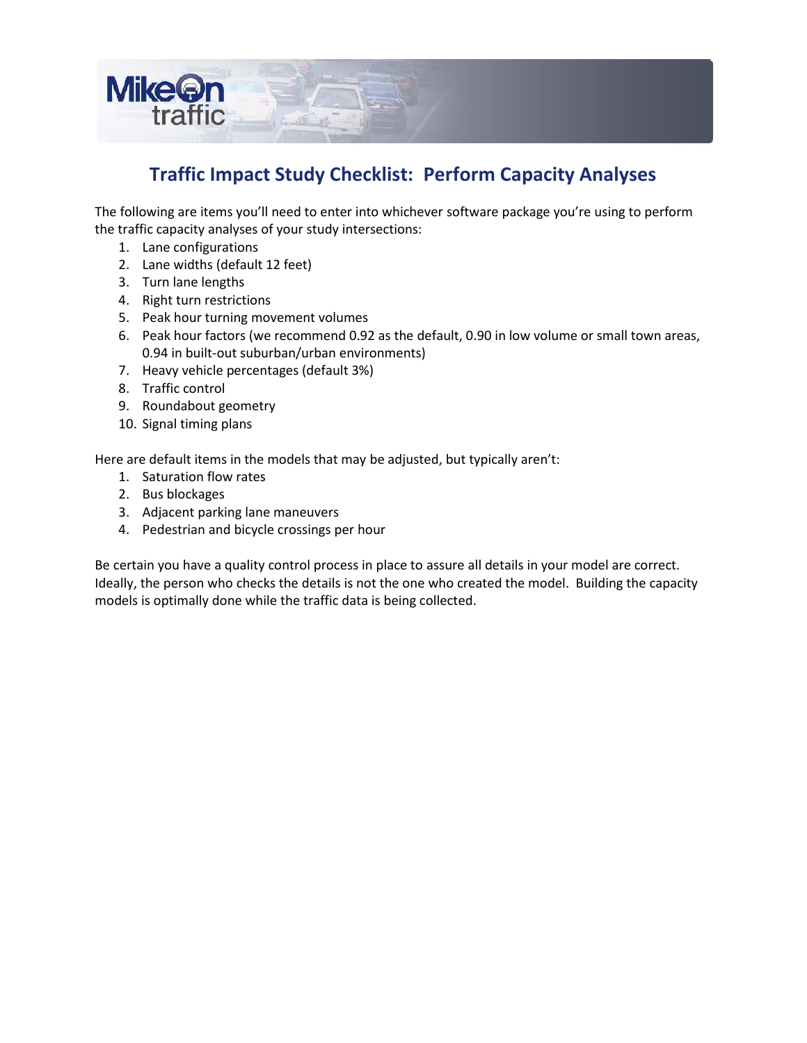# Traffic Impact Study Checklist: Perform Capacity Analyses

The following are items you'll need to enter into whichever software package you're using to perform the traffic capacity analyses of your study intersections:

1. Lane configurations
2. Lane widths (default 12 feet)
3. Turn lane lengths
4. Right turn restrictions
5. Peak hour turning movement volumes
6. Peak hour factors (we recommend 0.92 as the default, 0.90 in low volume or small town areas, 0.94 in built-out suburban/urban environments)
7. Heavy vehicle percentages (default 3%)
8. Traffic control
9. Roundabout geometry
10. Signal timing plans

Here are default items in the models that may be adjusted, but typically aren't:

1. Saturation flow rates
2. Bus blockages
3. Adjacent parking lane maneuvers
4. Pedestrian and bicycle crossings per hour

Be certain you have a quality control process in place to assure all details in your model are correct. Ideally, the person who checks the details is not the one who created the model. Building the capacity models is optimally done while the traffic data is being collected.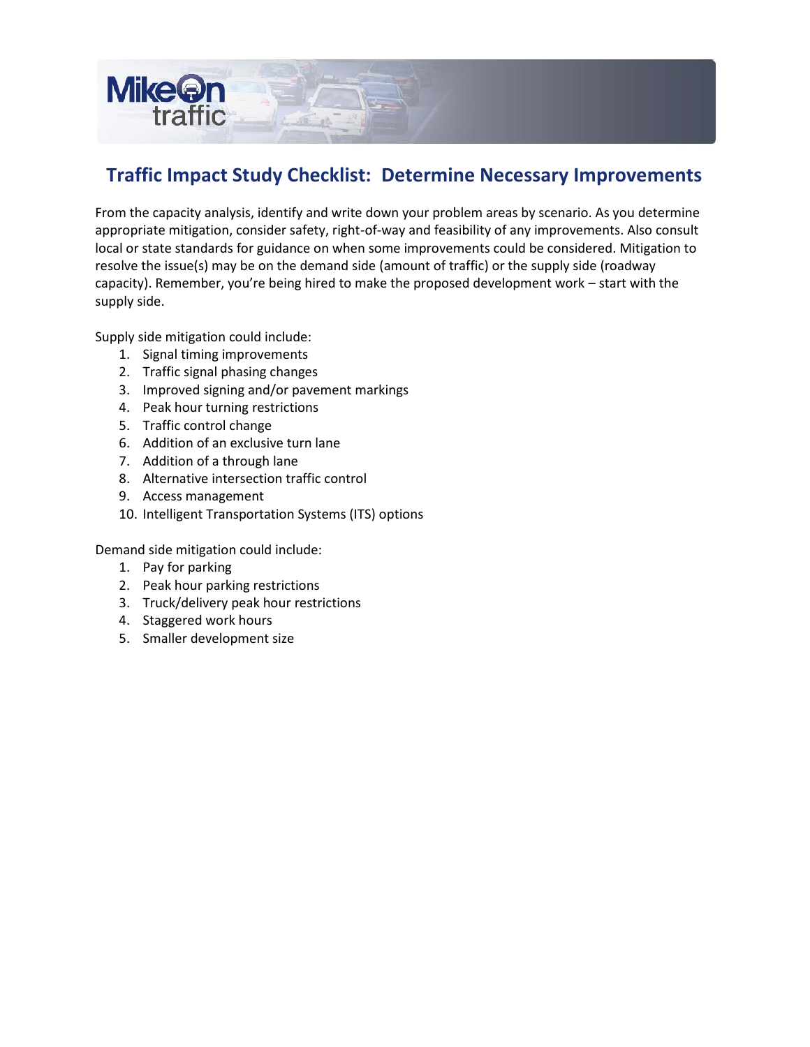# Traffic Impact Study Checklist: Determine Necessary Improvements

From the capacity analysis, identify and write down your problem areas by scenario. As you determine appropriate mitigation, consider safety, right-of-way and feasibility of any improvements. Also consult local or state standards for guidance on when some improvements could be considered. Mitigation to resolve the issue(s) may be on the demand side (amount of traffic) or the supply side (roadway capacity). Remember, you're being hired to make the proposed development work – start with the supply side.

Supply side mitigation could include:

1. Signal timing improvements
2. Traffic signal phasing changes
3. Improved signing and/or pavement markings
4. Peak hour turning restrictions
5. Traffic control change
6. Addition of an exclusive turn lane
7. Addition of a through lane
8. Alternative intersection traffic control
9. Access management
10. Intelligent Transportation Systems (ITS) options

Demand side mitigation could include:

1. Pay for parking
2. Peak hour parking restrictions
3. Truck/delivery peak hour restrictions
4. Staggered work hours
5. Smaller development size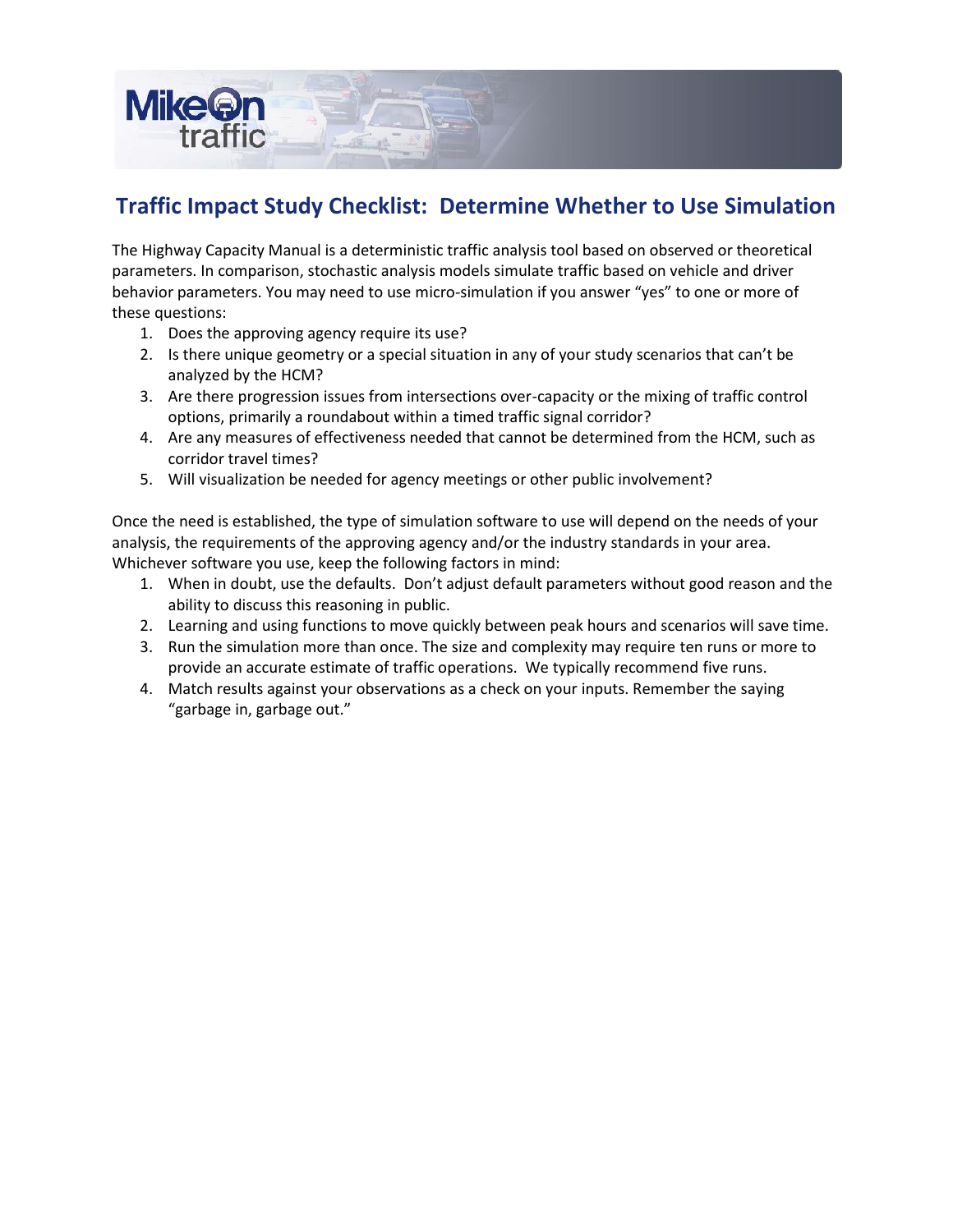# Traffic Impact Study Checklist: Determine Whether to Use Simulation

The Highway Capacity Manual is a deterministic traffic analysis tool based on observed or theoretical parameters. In comparison, stochastic analysis models simulate traffic based on vehicle and driver behavior parameters. You may need to use micro-simulation if you answer "yes" to one or more of these questions:

1. Does the approving agency require its use?
2. Is there unique geometry or a special situation in any of your study scenarios that can't be analyzed by the HCM?
3. Are there progression issues from intersections over-capacity or the mixing of traffic control options, primarily a roundabout within a timed traffic signal corridor?
4. Are any measures of effectiveness needed that cannot be determined from the HCM, such as corridor travel times?
5. Will visualization be needed for agency meetings or other public involvement?

Once the need is established, the type of simulation software to use will depend on the needs of your analysis, the requirements of the approving agency and/or the industry standards in your area. Whichever software you use, keep the following factors in mind:

1. When in doubt, use the defaults. Don't adjust default parameters without good reason and the ability to discuss this reasoning in public.
2. Learning and using functions to move quickly between peak hours and scenarios will save time.
3. Run the simulation more than once. The size and complexity may require ten runs or more to provide an accurate estimate of traffic operations. We typically recommend five runs.
4. Match results against your observations as a check on your inputs. Remember the saying "garbage in, garbage out."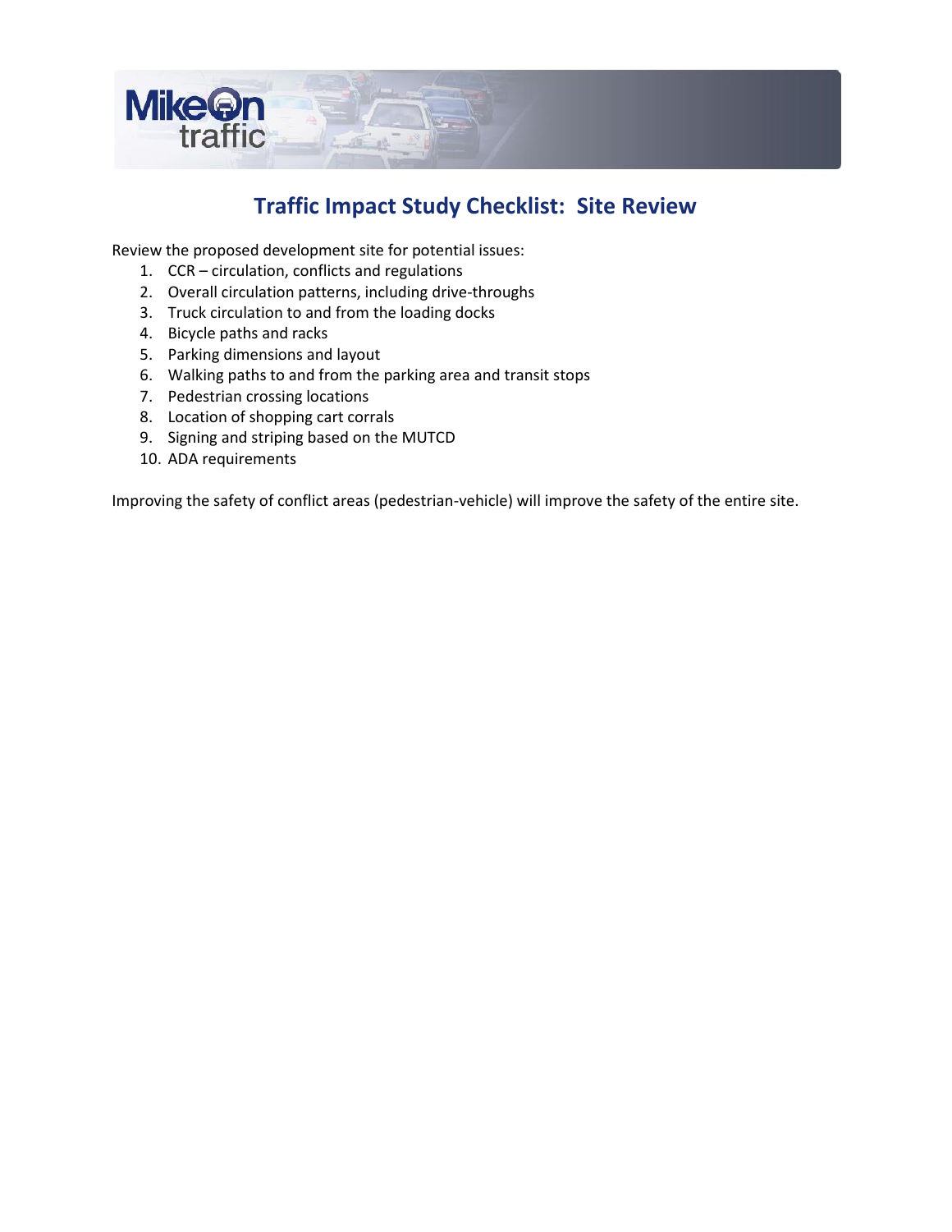# Traffic Impact Study Checklist: Site Review

Review the proposed development site for potential issues:

1. CCR – circulation, conflicts and regulations
2. Overall circulation patterns, including drive-throughs
3. Truck circulation to and from the loading docks
4. Bicycle paths and racks
5. Parking dimensions and layout
6. Walking paths to and from the parking area and transit stops
7. Pedestrian crossing locations
8. Location of shopping cart corrals
9. Signing and striping based on the MUTCD
10. ADA requirements

Improving the safety of conflict areas (pedestrian-vehicle) will improve the safety of the entire site.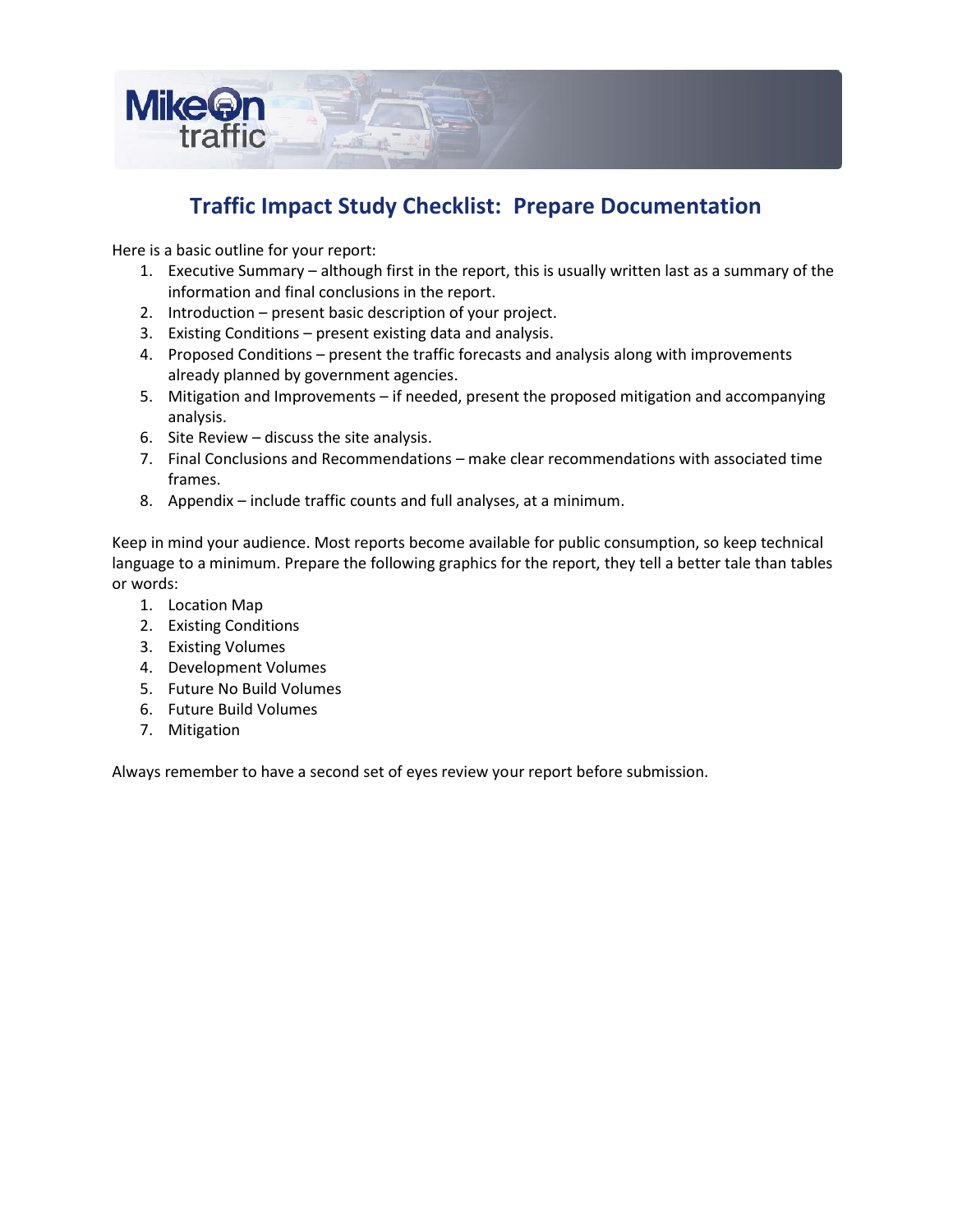# Traffic Impact Study Checklist: Prepare Documentation

Here is a basic outline for your report:

1. Executive Summary – although first in the report, this is usually written last as a summary of the information and final conclusions in the report.
2. Introduction – present basic description of your project.
3. Existing Conditions – present existing data and analysis.
4. Proposed Conditions – present the traffic forecasts and analysis along with improvements already planned by government agencies.
5. Mitigation and Improvements – if needed, present the proposed mitigation and accompanying analysis.
6. Site Review – discuss the site analysis.
7. Final Conclusions and Recommendations – make clear recommendations with associated time frames.
8. Appendix – include traffic counts and full analyses, at a minimum.

Keep in mind your audience. Most reports become available for public consumption, so keep technical language to a minimum. Prepare the following graphics for the report, they tell a better tale than tables or words:

1. Location Map
2. Existing Conditions
3. Existing Volumes
4. Development Volumes
5. Future No Build Volumes
6. Future Build Volumes
7. Mitigation

Always remember to have a second set of eyes review your report before submission.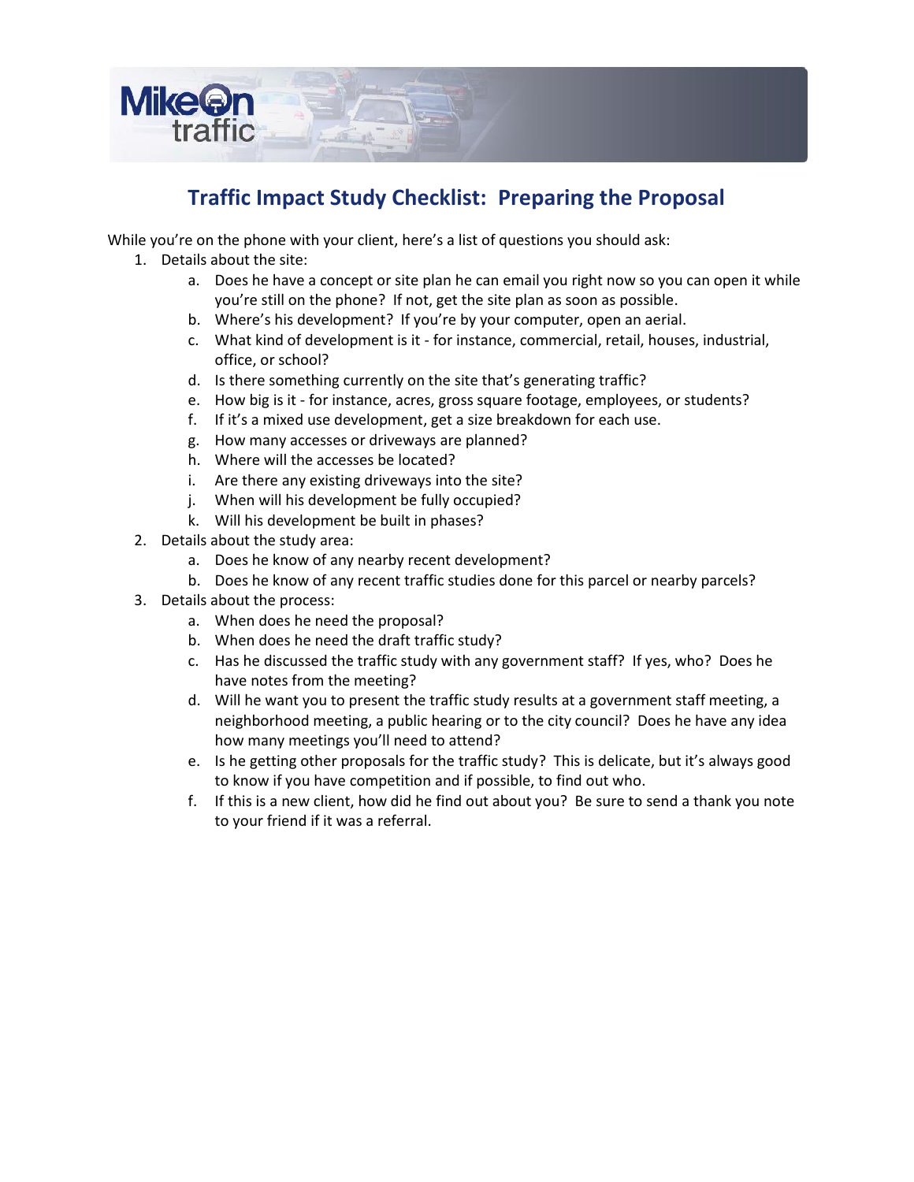# Traffic Impact Study Checklist: Preparing the Proposal

While you're on the phone with your client, here's a list of questions you should ask:

1. Details about the site:
    a. Does he have a concept or site plan he can email you right now so you can open it while you're still on the phone? If not, get the site plan as soon as possible.
    b. Where's his development? If you're by your computer, open an aerial.
    c. What kind of development is it - for instance, commercial, retail, houses, industrial, office, or school?
    d. Is there something currently on the site that's generating traffic?
    e. How big is it - for instance, acres, gross square footage, employees, or students?
    f. If it's a mixed use development, get a size breakdown for each use.
    g. How many accesses or driveways are planned?
    h. Where will the accesses be located?
    i. Are there any existing driveways into the site?
    j. When will his development be fully occupied?
    k. Will his development be built in phases?
2. Details about the study area:
    a. Does he know of any nearby recent development?
    b. Does he know of any recent traffic studies done for this parcel or nearby parcels?
3. Details about the process:
    a. When does he need the proposal?
    b. When does he need the draft traffic study?
    c. Has he discussed the traffic study with any government staff? If yes, who? Does he have notes from the meeting?
    d. Will he want you to present the traffic study results at a government staff meeting, a neighborhood meeting, a public hearing or to the city council? Does he have any idea how many meetings you'll need to attend?
    e. Is he getting other proposals for the traffic study? This is delicate, but it's always good to know if you have competition and if possible, to find out who.
    f. If this is a new client, how did he find out about you? Be sure to send a thank you note to your friend if it was a referral.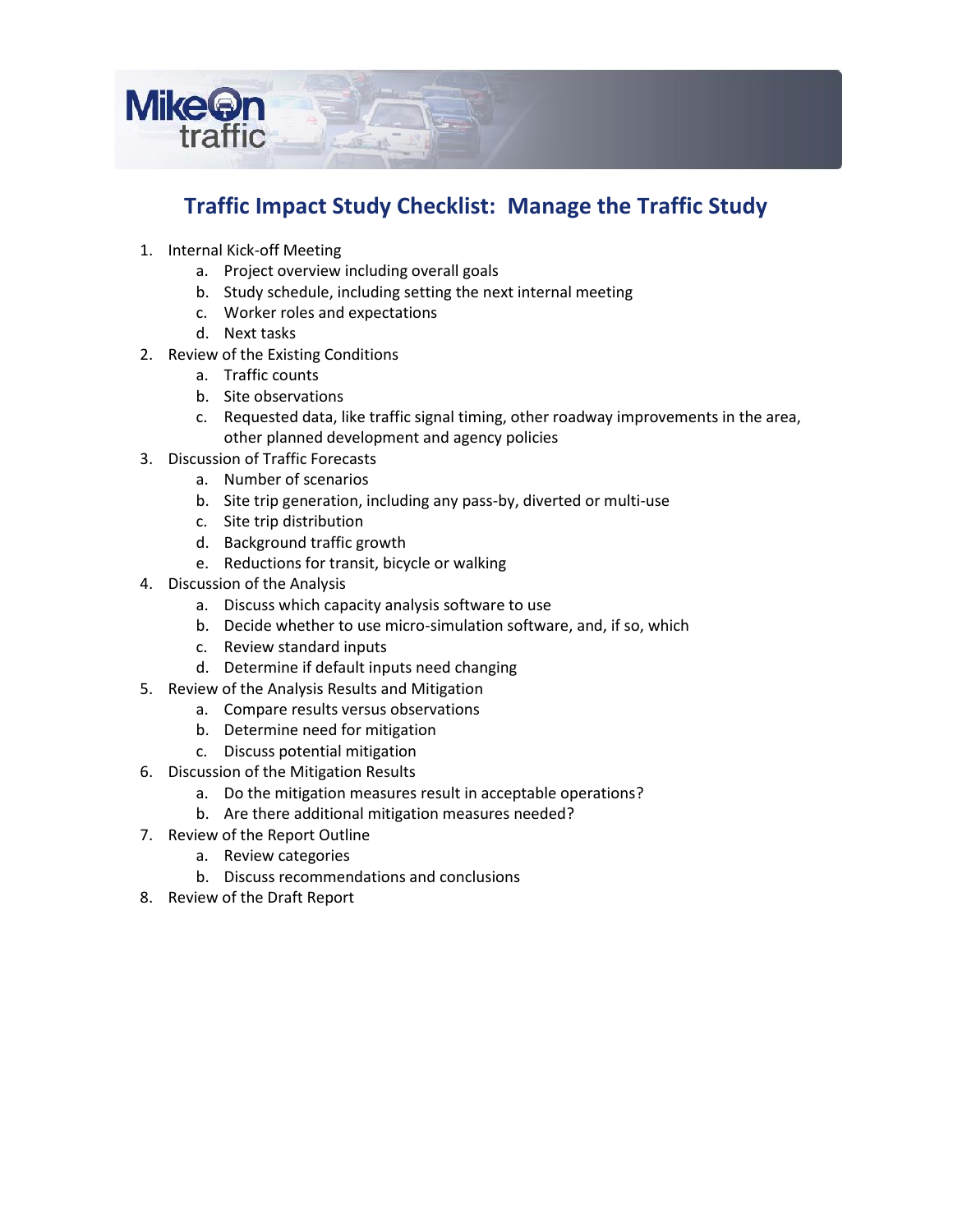# Traffic Impact Study Checklist: Manage the Traffic Study

1. Internal Kick-off Meeting
   a. Project overview including overall goals
   b. Study schedule, including setting the next internal meeting
   c. Worker roles and expectations
   d. Next tasks
2. Review of the Existing Conditions
   a. Traffic counts
   b. Site observations
   c. Requested data, like traffic signal timing, other roadway improvements in the area, other planned development and agency policies
3. Discussion of Traffic Forecasts
   a. Number of scenarios
   b. Site trip generation, including any pass-by, diverted or multi-use
   c. Site trip distribution
   d. Background traffic growth
   e. Reductions for transit, bicycle or walking
4. Discussion of the Analysis
   a. Discuss which capacity analysis software to use
   b. Decide whether to use micro-simulation software, and, if so, which
   c. Review standard inputs
   d. Determine if default inputs need changing
5. Review of the Analysis Results and Mitigation
   a. Compare results versus observations
   b. Determine need for mitigation
   c. Discuss potential mitigation
6. Discussion of the Mitigation Results
   a. Do the mitigation measures result in acceptable operations?
   b. Are there additional mitigation measures needed?
7. Review of the Report Outline
   a. Review categories
   b. Discuss recommendations and conclusions
8. Review of the Draft Report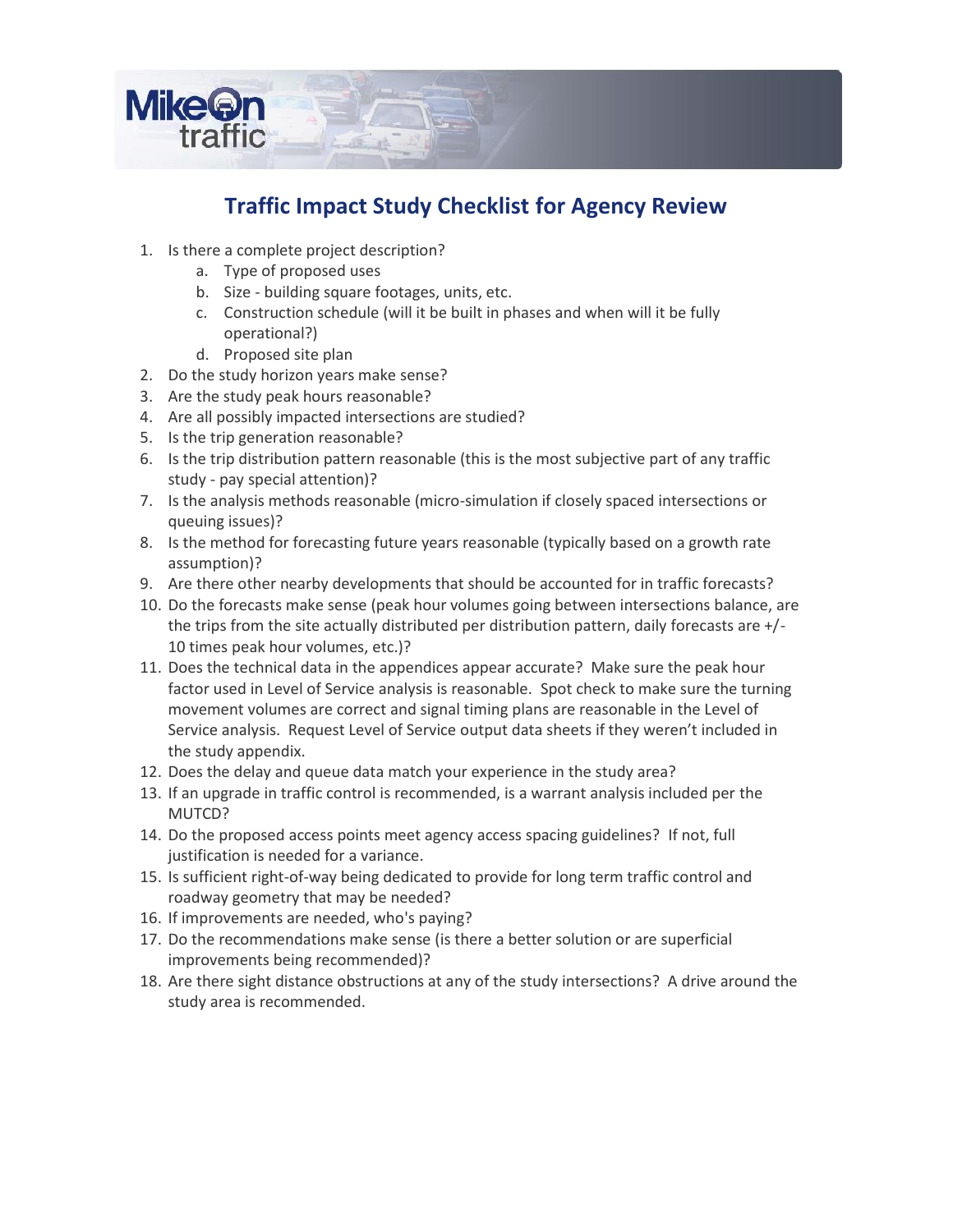# Traffic Impact Study Checklist for Agency Review

1. Is there a complete project description?
    a. Type of proposed uses
    b. Size - building square footages, units, etc.
    c. Construction schedule (will it be built in phases and when will it be fully operational?)
    d. Proposed site plan
2. Do the study horizon years make sense?
3. Are the study peak hours reasonable?
4. Are all possibly impacted intersections are studied?
5. Is the trip generation reasonable?
6. Is the trip distribution pattern reasonable (this is the most subjective part of any traffic study - pay special attention)?
7. Is the analysis methods reasonable (micro-simulation if closely spaced intersections or queuing issues)?
8. Is the method for forecasting future years reasonable (typically based on a growth rate assumption)?
9. Are there other nearby developments that should be accounted for in traffic forecasts?
10. Do the forecasts make sense (peak hour volumes going between intersections balance, are the trips from the site actually distributed per distribution pattern, daily forecasts are +/- 10 times peak hour volumes, etc.)?
11. Does the technical data in the appendices appear accurate? Make sure the peak hour factor used in Level of Service analysis is reasonable. Spot check to make sure the turning movement volumes are correct and signal timing plans are reasonable in the Level of Service analysis. Request Level of Service output data sheets if they weren't included in the study appendix.
12. Does the delay and queue data match your experience in the study area?
13. If an upgrade in traffic control is recommended, is a warrant analysis included per the MUTCD?
14. Do the proposed access points meet agency access spacing guidelines? If not, full justification is needed for a variance.
15. Is sufficient right-of-way being dedicated to provide for long term traffic control and roadway geometry that may be needed?
16. If improvements are needed, who's paying?
17. Do the recommendations make sense (is there a better solution or are superficial improvements being recommended)?
18. Are there sight distance obstructions at any of the study intersections? A drive around the study area is recommended.